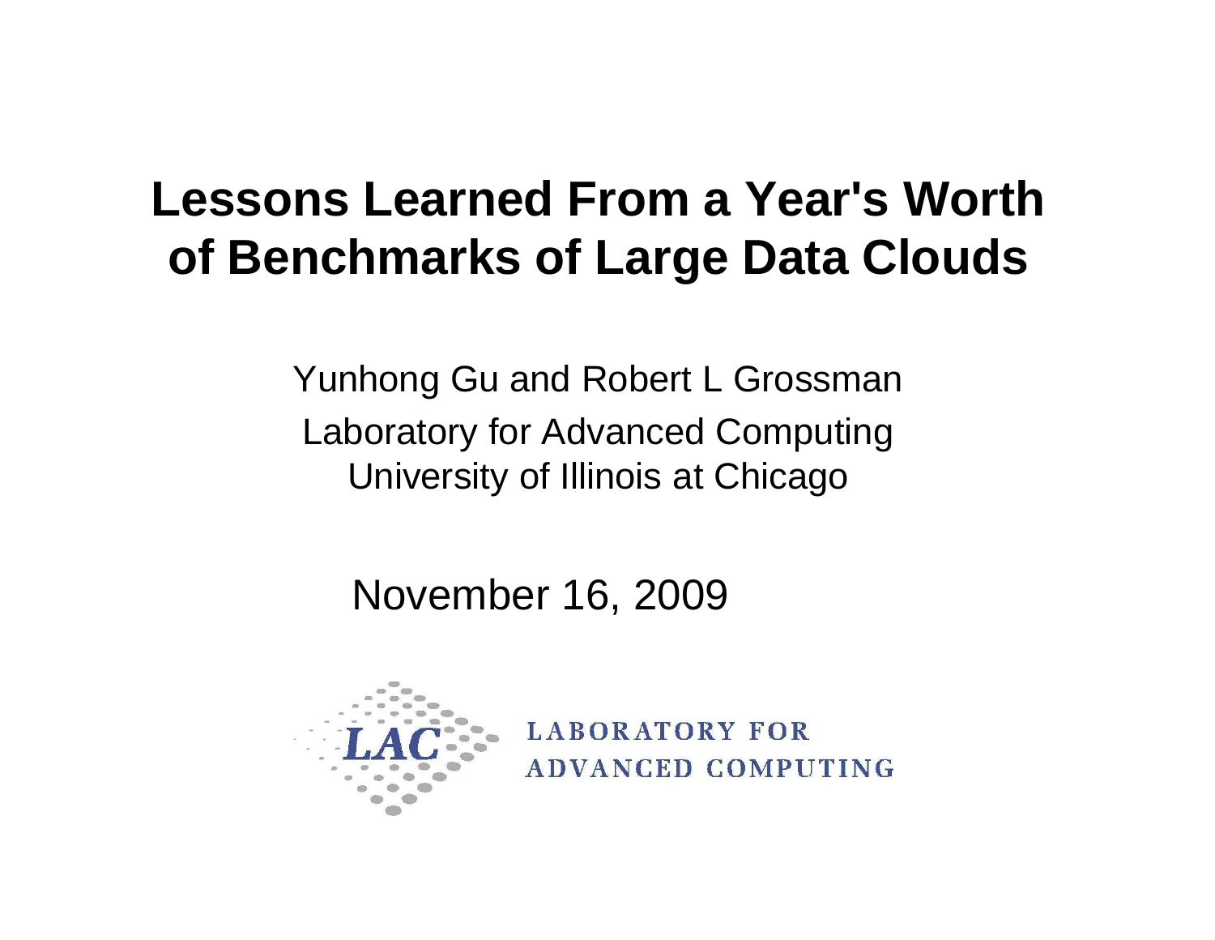# Lessons Learned From a Year's Worth of Benchmarks of Large Data Clouds

Yunhong Gu and Robert L Grossman

Laboratory for Advanced Computing

University of Illinois at Chicago

November 16, 2009

LAC

LABORATORY FOR ADVANCED COMPUTING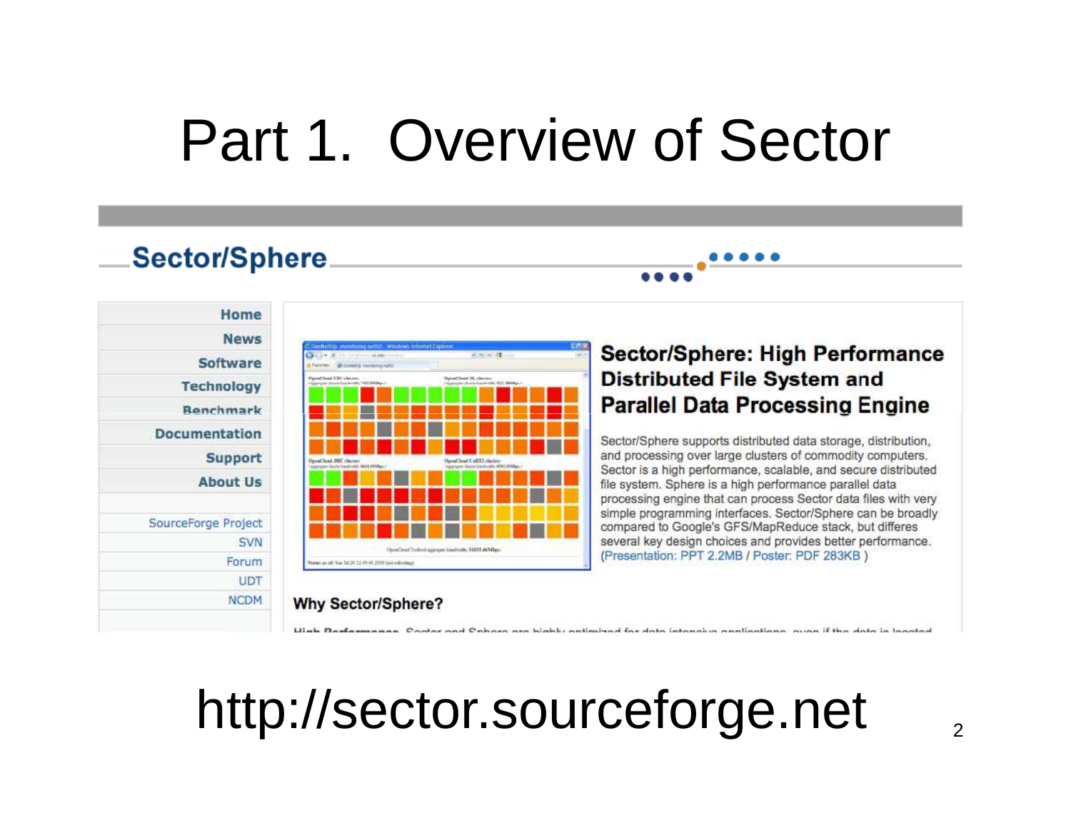# Part 1. Overview of Sector

## Sector/Sphere

Home
News
Software
Technology
Benchmark
Documentation
Support
About Us

SourceForge Project
SVN
Forum
UDT
NCDM

### Sector/Sphere: High Performance Distributed File System and Parallel Data Processing Engine

Sector/Sphere supports distributed data storage, distribution, and processing over large clusters of commodity computers. Sector is a high performance, scalable, and secure distributed file system. Sphere is a high performance parallel data processing engine that can process Sector data files with very simple programming interfaces. Sector/Sphere can be broadly compared to Google's GFS/MapReduce stack, but differes several key design choices and provides better performance. (Presentation: PPT 2.2MB / Poster: PDF 283KB )

### Why Sector/Sphere?

http://sector.sourceforge.net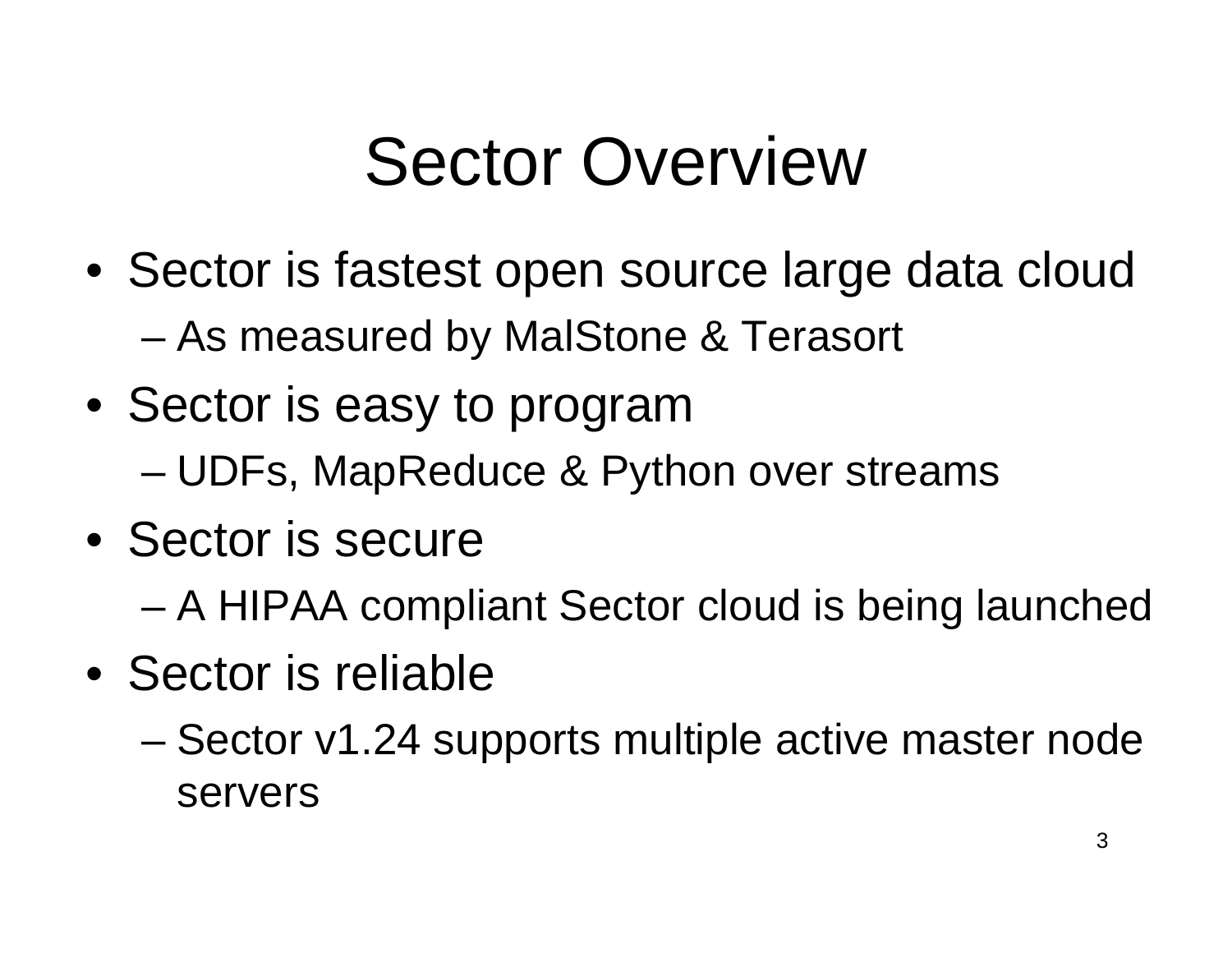# Sector Overview

- Sector is fastest open source large data cloud
  - As measured by MalStone & Terasort
- Sector is easy to program
  - UDFs, MapReduce & Python over streams
- Sector is secure
  - A HIPAA compliant Sector cloud is being launched
- Sector is reliable
  - Sector v1.24 supports multiple active master node servers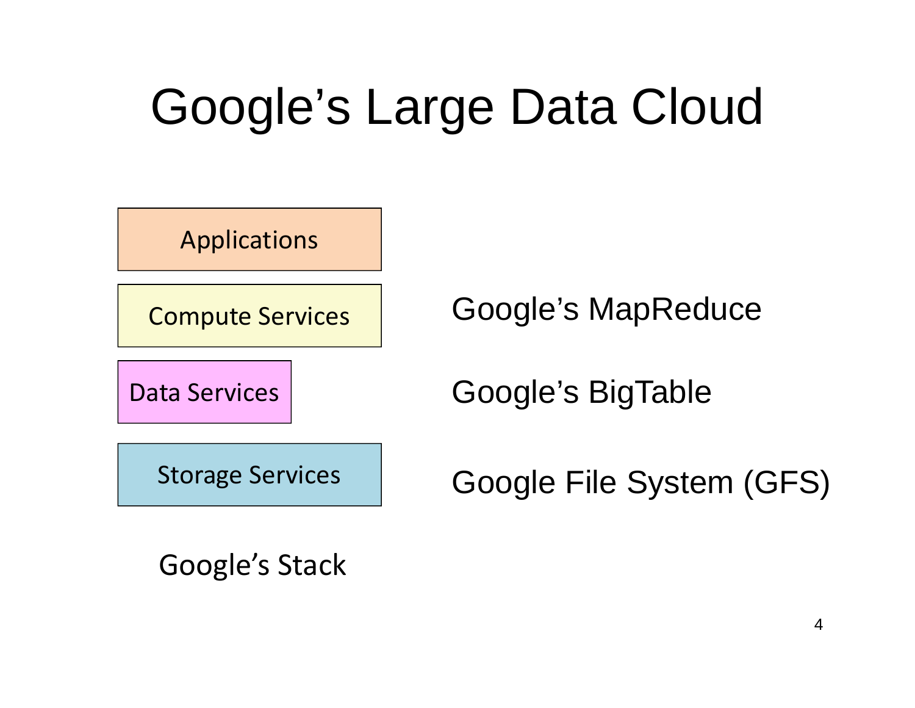# Google's Large Data Cloud

| Google's Stack | |
| --- | --- |
| Applications | |
| Compute Services | Google's MapReduce |
| Data Services | Google's BigTable |
| Storage Services | Google File System (GFS) |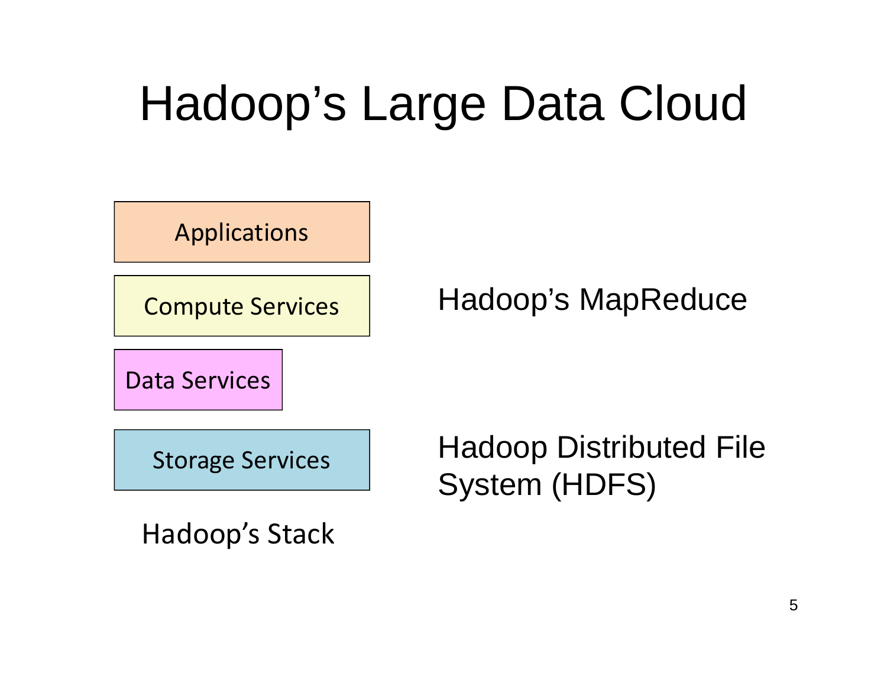# Hadoop's Large Data Cloud

| Hadoop's Stack | |
| --- | --- |
| Applications | |
| Compute Services | Hadoop's MapReduce |
| Data Services | |
| Storage Services | Hadoop Distributed File System (HDFS) |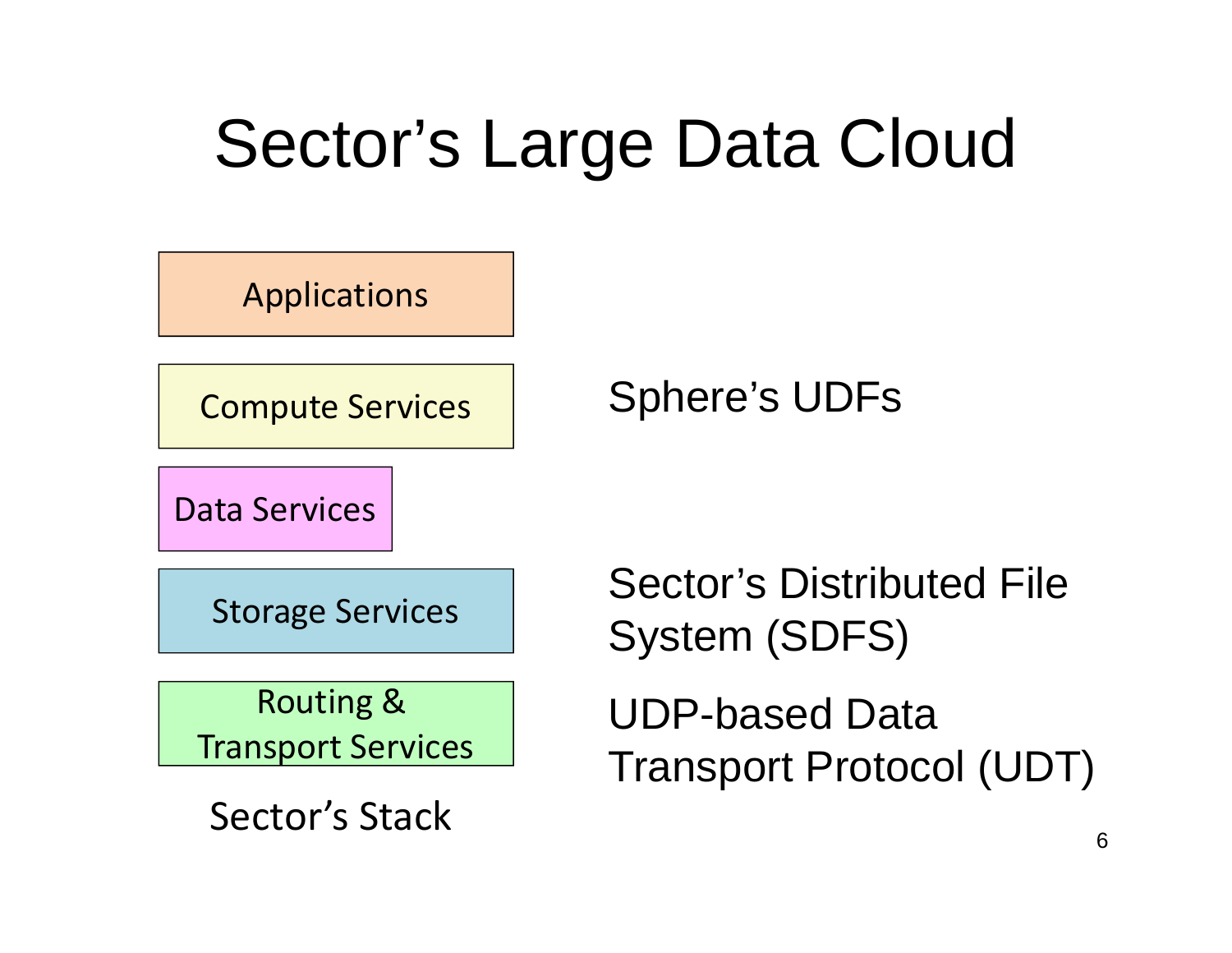# Sector's Large Data Cloud

| Sector's Stack | |
| --- | --- |
| Applications | |
| Compute Services | Sphere's UDFs |
| Data Services | |
| Storage Services | Sector's Distributed File System (SDFS) |
| Routing & Transport Services | UDP-based Data Transport Protocol (UDT) |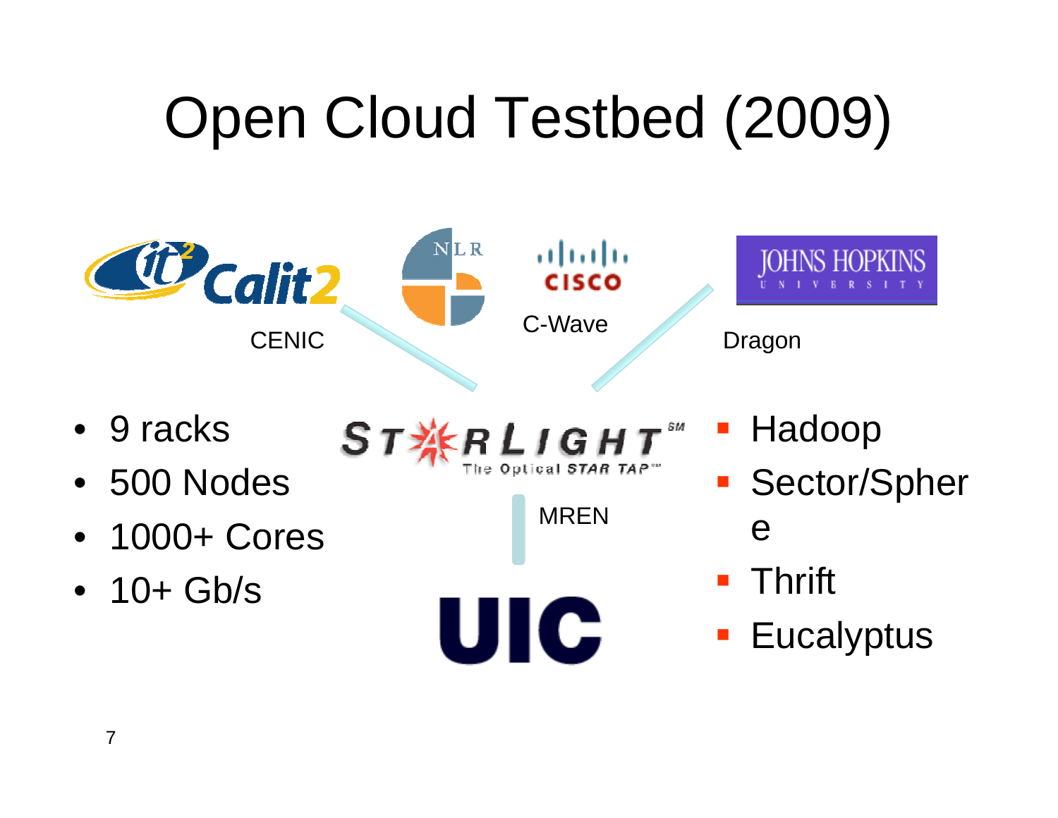# Open Cloud Testbed (2009)

Calit2 — CENIC

NLR

Cisco — C-Wave

Johns Hopkins University — Dragon

StarLight — The Optical STAR TAP

MREN

UIC

- 9 racks
- 500 Nodes
- 1000+ Cores
- 10+ Gb/s

- Hadoop
- Sector/Sphere
- Thrift
- Eucalyptus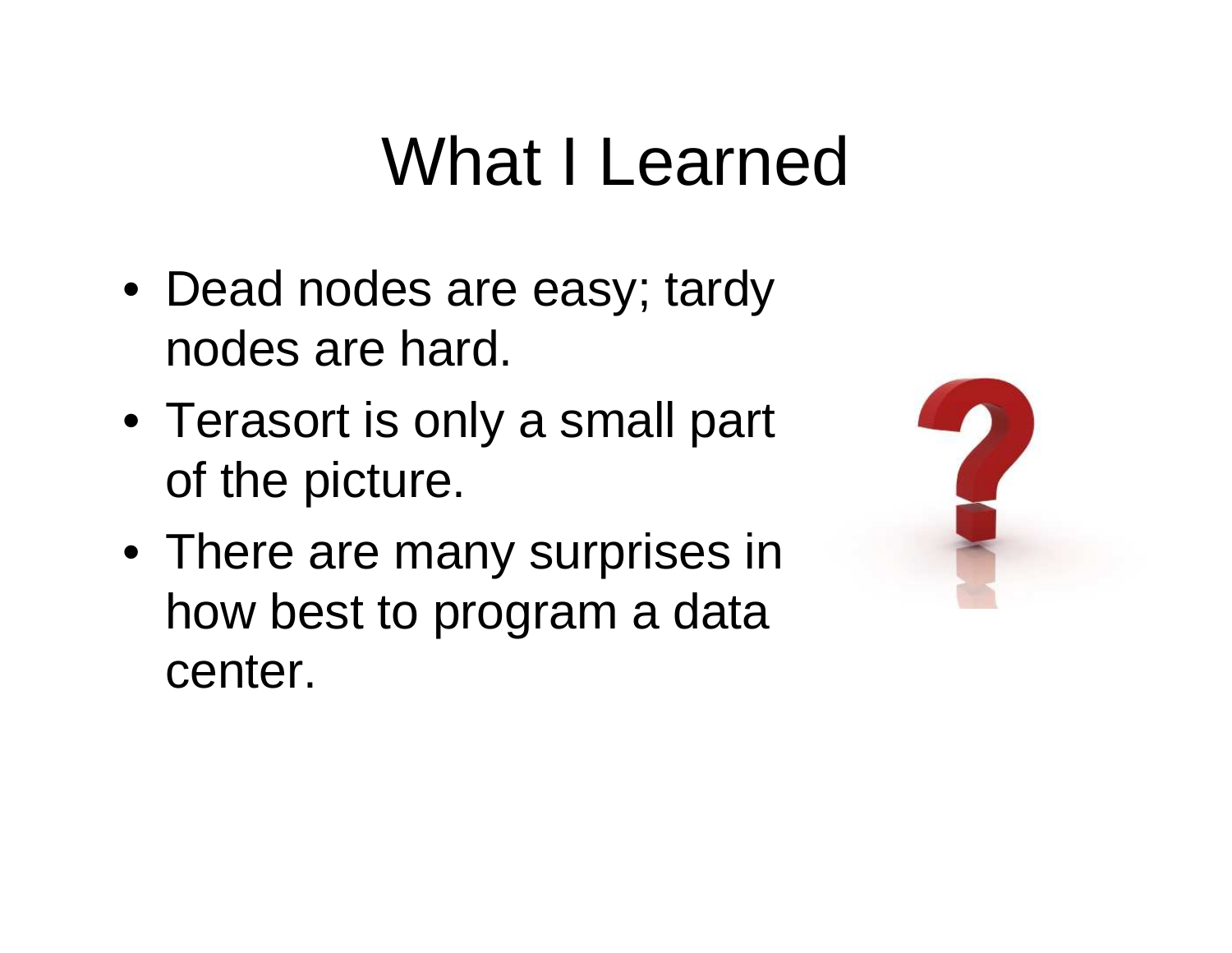# What I Learned

- Dead nodes are easy; tardy nodes are hard.
- Terasort is only a small part of the picture.
- There are many surprises in how best to program a data center.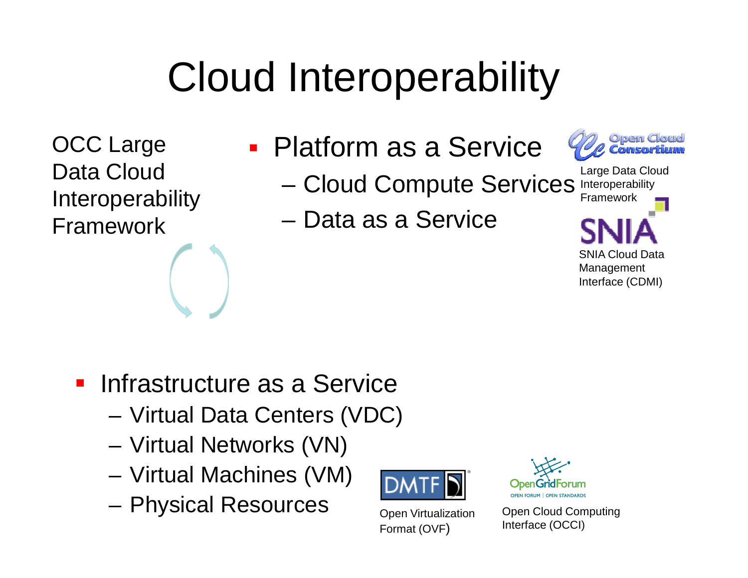# Cloud Interoperability

OCC Large Data Cloud Interoperability Framework

- Platform as a Service
  - Cloud Compute Services
  - Data as a Service

Open Cloud Consortium

Large Data Cloud Interoperability Framework

SNIA

SNIA Cloud Data Management Interface (CDMI)

- Infrastructure as a Service
  - Virtual Data Centers (VDC)
  - Virtual Networks (VN)
  - Virtual Machines (VM)
  - Physical Resources

DMTF

Open Virtualization Format (OVF)

OpenGridForum

OPEN FORUM | OPEN STANDARDS

Open Cloud Computing Interface (OCCI)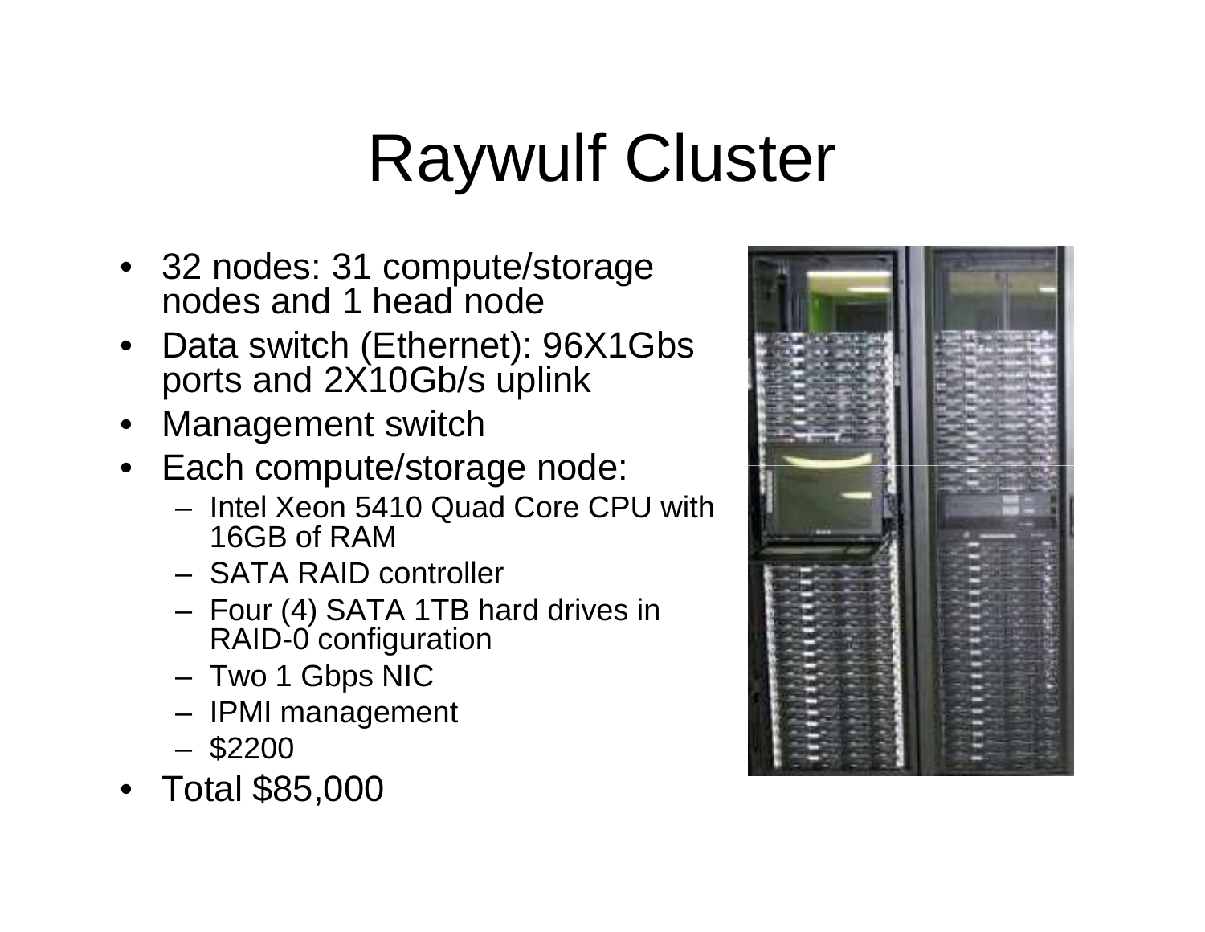# Raywulf Cluster

- 32 nodes: 31 compute/storage nodes and 1 head node
- Data switch (Ethernet): 96X1Gbs ports and 2X10Gb/s uplink
- Management switch
- Each compute/storage node:
  - Intel Xeon 5410 Quad Core CPU with 16GB of RAM
  - SATA RAID controller
  - Four (4) SATA 1TB hard drives in RAID-0 configuration
  - Two 1 Gbps NIC
  - IPMI management
  - $2200
- Total $85,000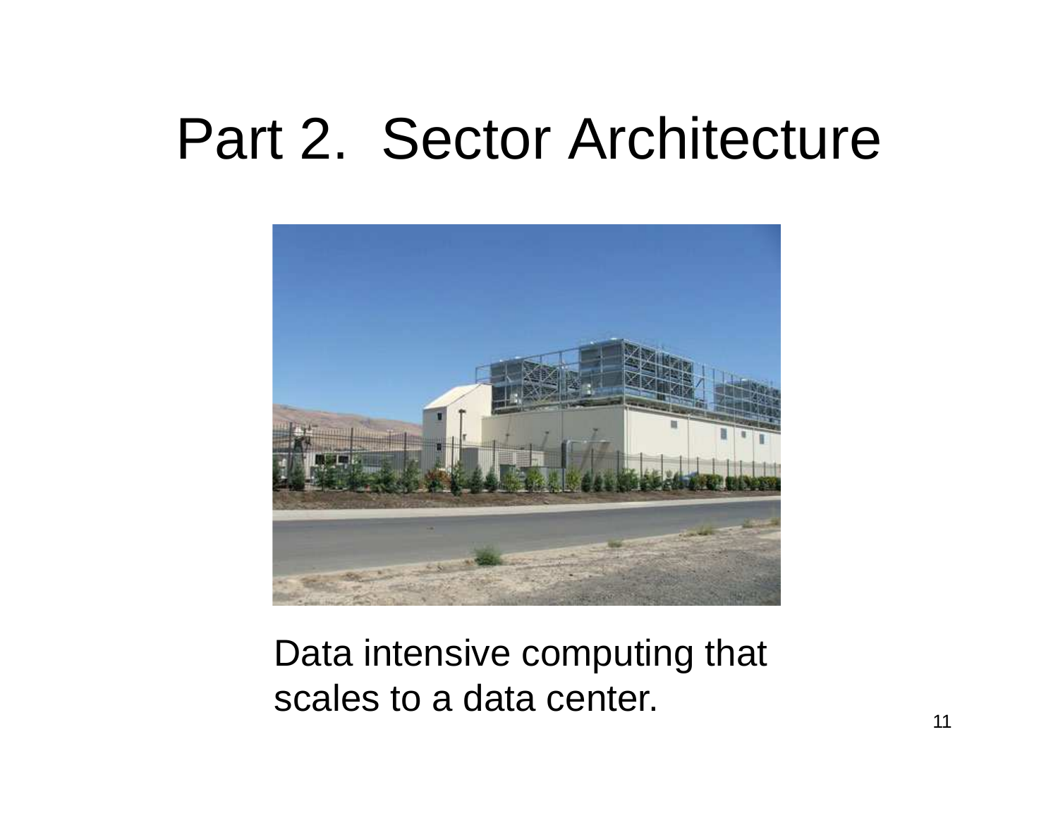# Part 2. Sector Architecture

Data intensive computing that scales to a data center.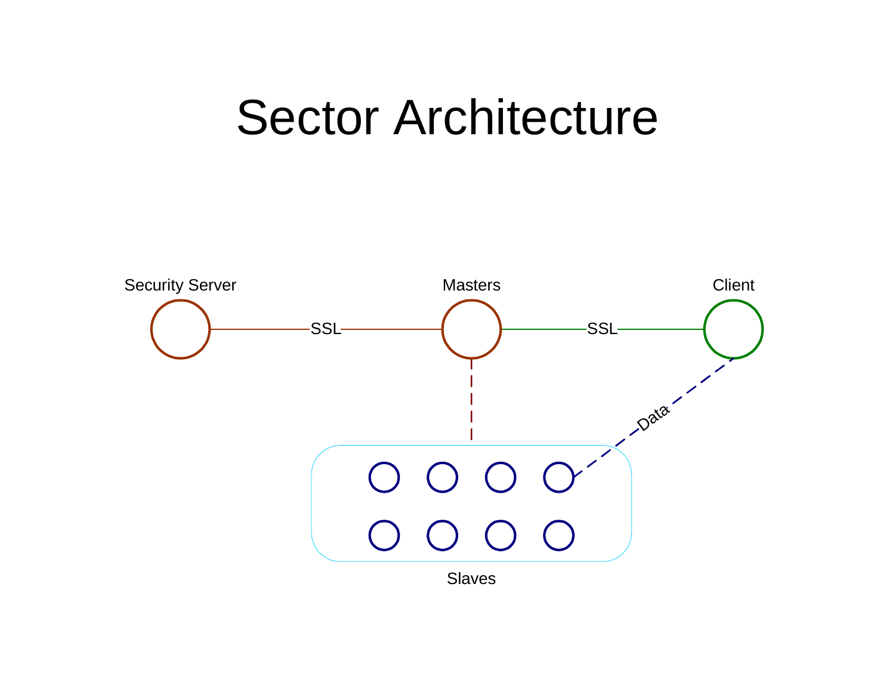# Sector Architecture

Security Server

SSL

Masters

SSL

Client

Data

Slaves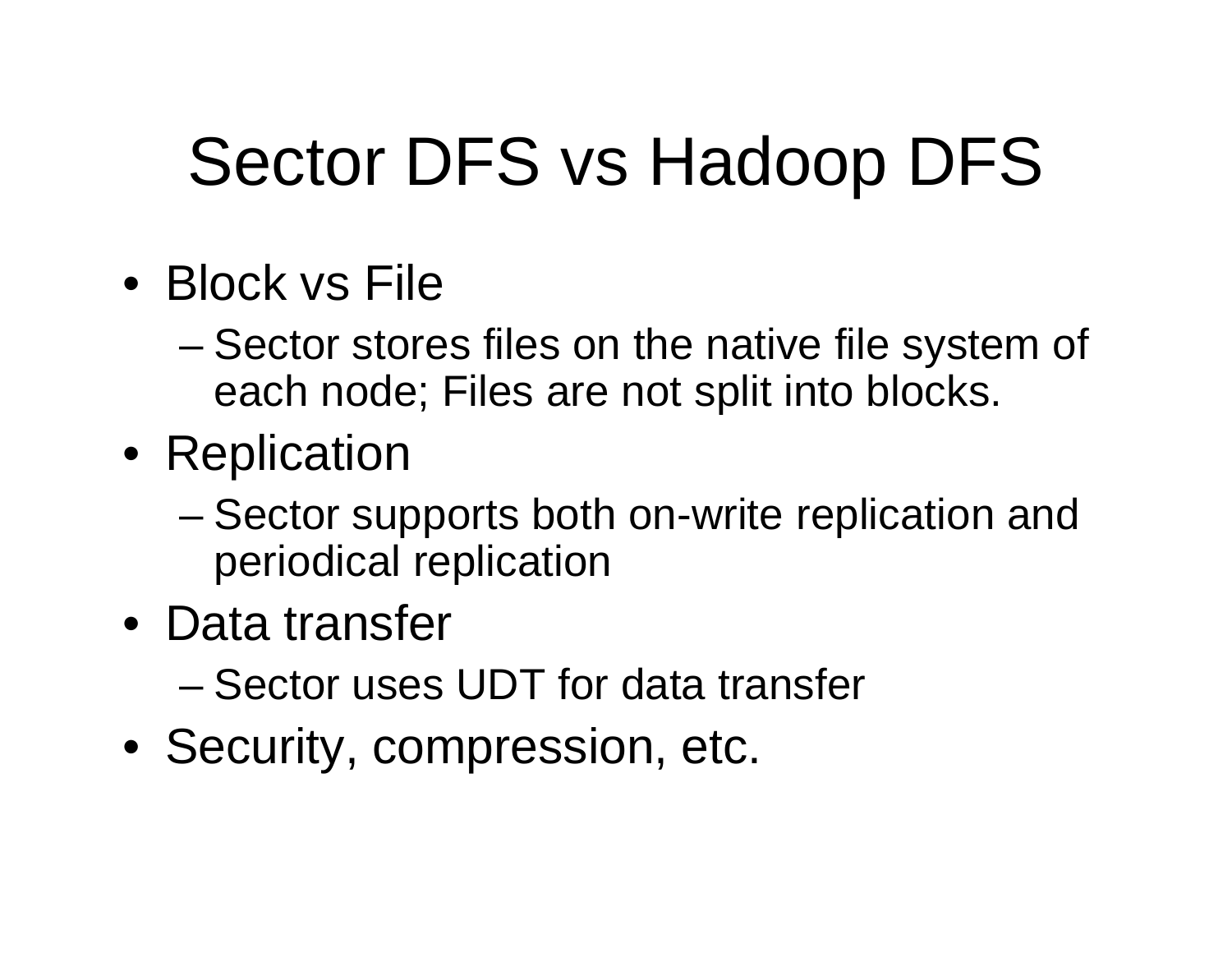# Sector DFS vs Hadoop DFS

- Block vs File
  - Sector stores files on the native file system of each node; Files are not split into blocks.
- Replication
  - Sector supports both on-write replication and periodical replication
- Data transfer
  - Sector uses UDT for data transfer
- Security, compression, etc.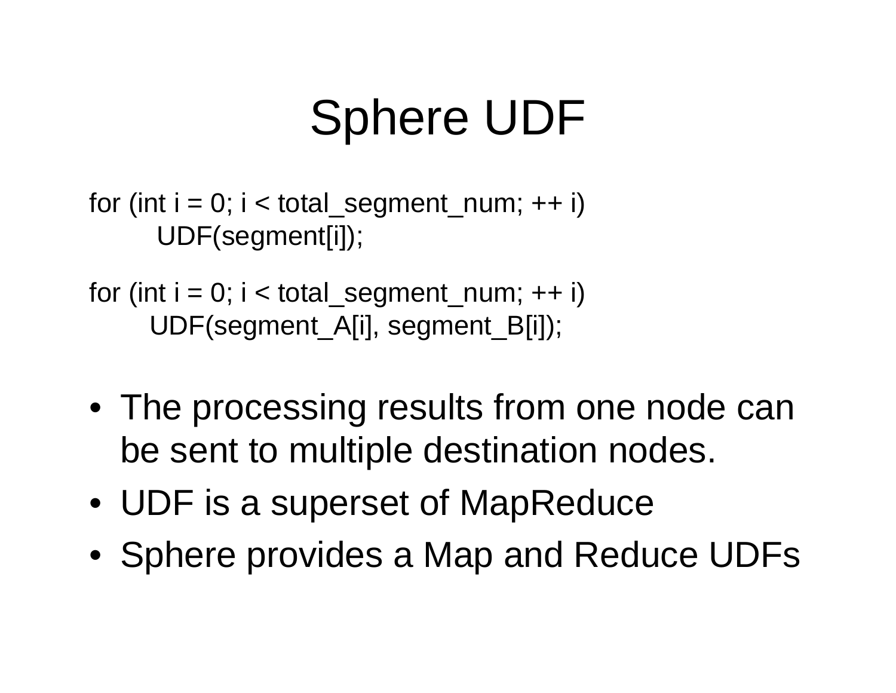# Sphere UDF

```
for (int i = 0; i < total_segment_num; ++ i)
        UDF(segment[i]);

for (int i = 0; i < total_segment_num; ++ i)
       UDF(segment_A[i], segment_B[i]);
```

- The processing results from one node can be sent to multiple destination nodes.
- UDF is a superset of MapReduce
- Sphere provides a Map and Reduce UDFs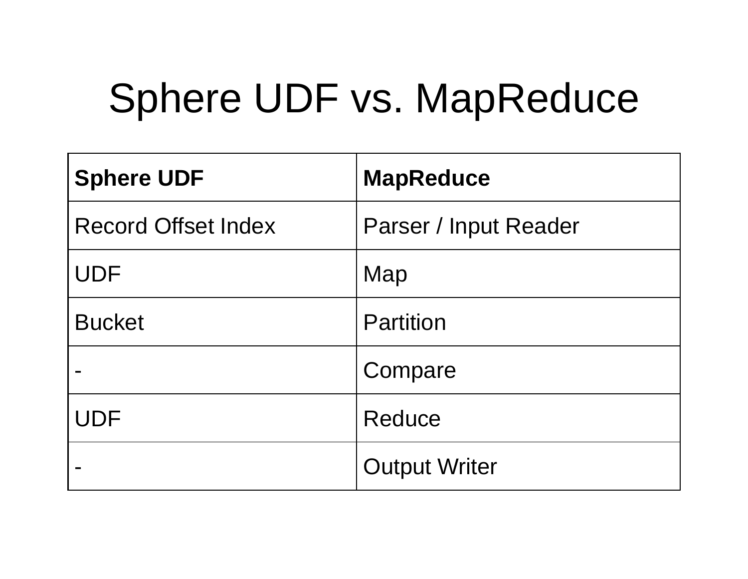# Sphere UDF vs. MapReduce

| Sphere UDF | MapReduce |
|---|---|
| Record Offset Index | Parser / Input Reader |
| UDF | Map |
| Bucket | Partition |
| - | Compare |
| UDF | Reduce |
| - | Output Writer |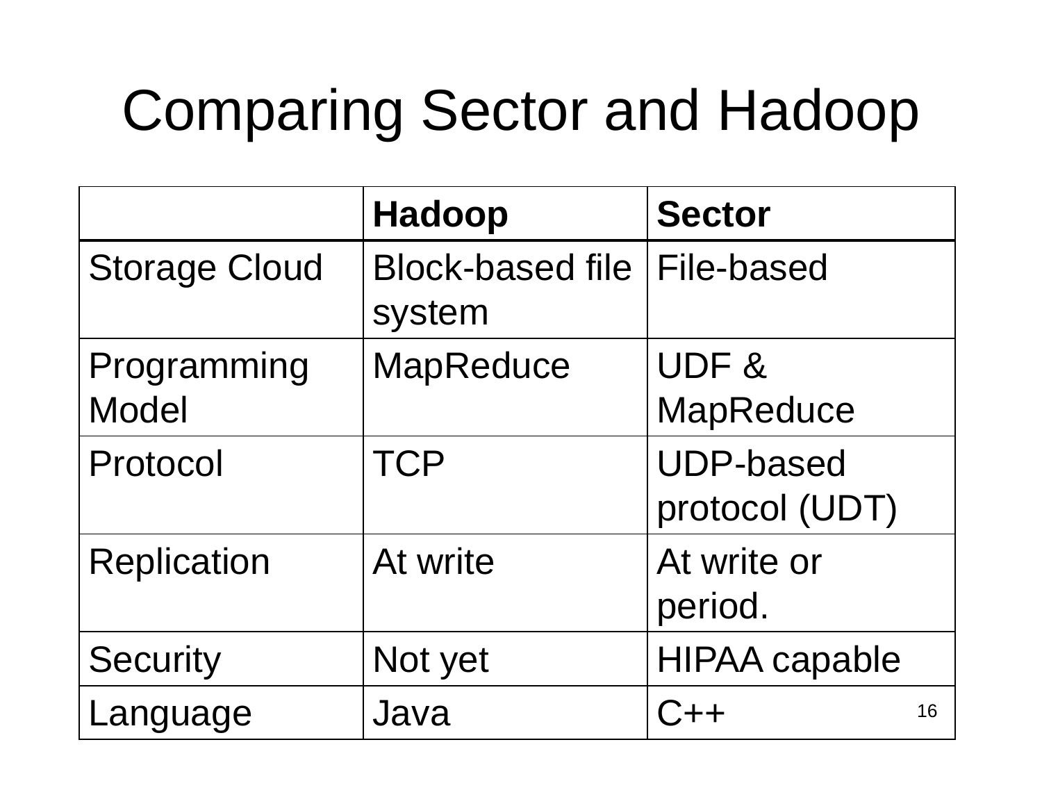# Comparing Sector and Hadoop

| | **Hadoop** | **Sector** |
|---|---|---|
| Storage Cloud | Block-based file system | File-based |
| Programming Model | MapReduce | UDF & MapReduce |
| Protocol | TCP | UDP-based protocol (UDT) |
| Replication | At write | At write or period. |
| Security | Not yet | HIPAA capable |
| Language | Java | C++ |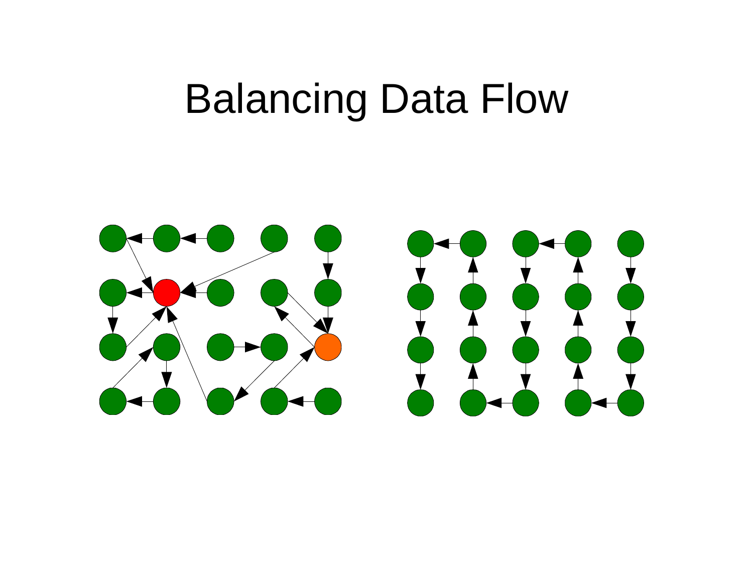# Balancing Data Flow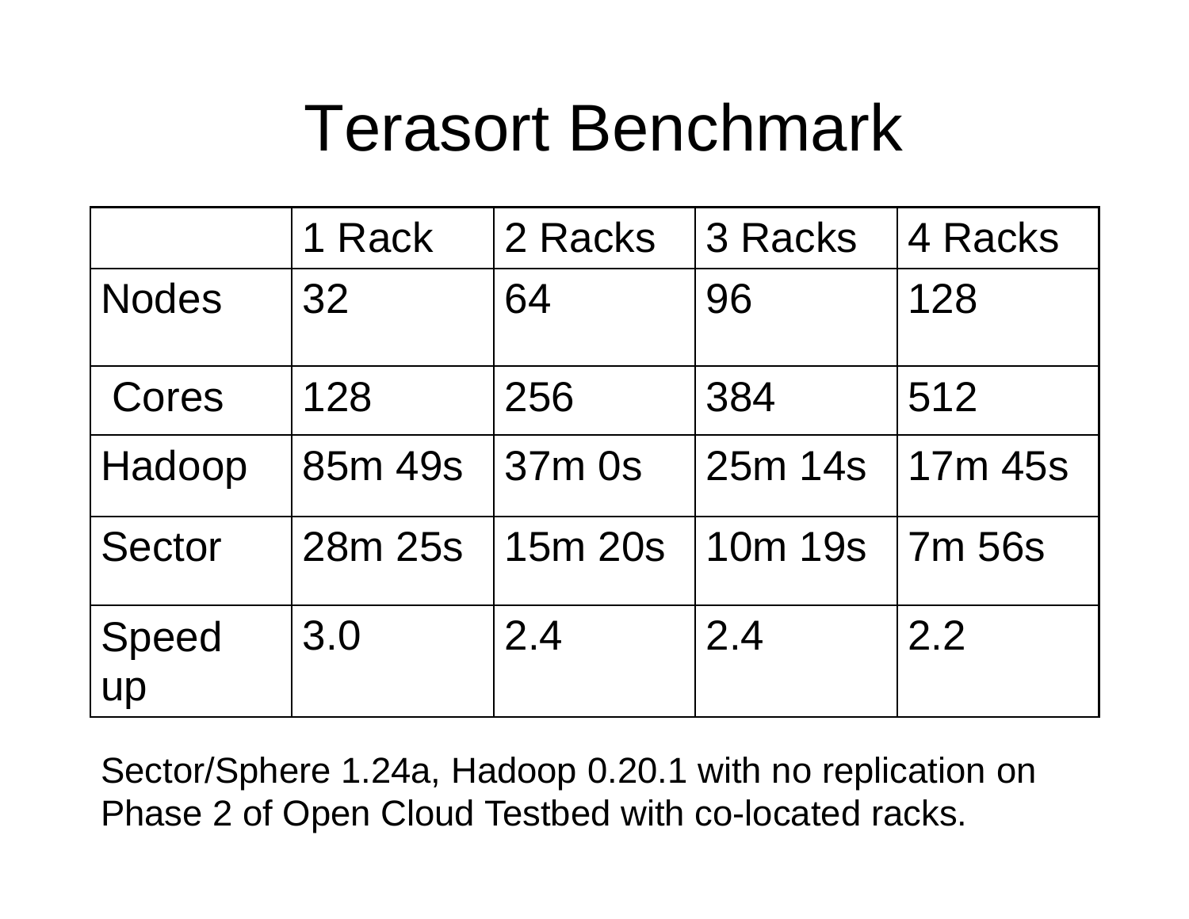# Terasort Benchmark

| | 1 Rack | 2 Racks | 3 Racks | 4 Racks |
|---|---|---|---|---|
| Nodes | 32 | 64 | 96 | 128 |
| Cores | 128 | 256 | 384 | 512 |
| Hadoop | 85m 49s | 37m 0s | 25m 14s | 17m 45s |
| Sector | 28m 25s | 15m 20s | 10m 19s | 7m 56s |
| Speed up | 3.0 | 2.4 | 2.4 | 2.2 |

Sector/Sphere 1.24a, Hadoop 0.20.1 with no replication on Phase 2 of Open Cloud Testbed with co-located racks.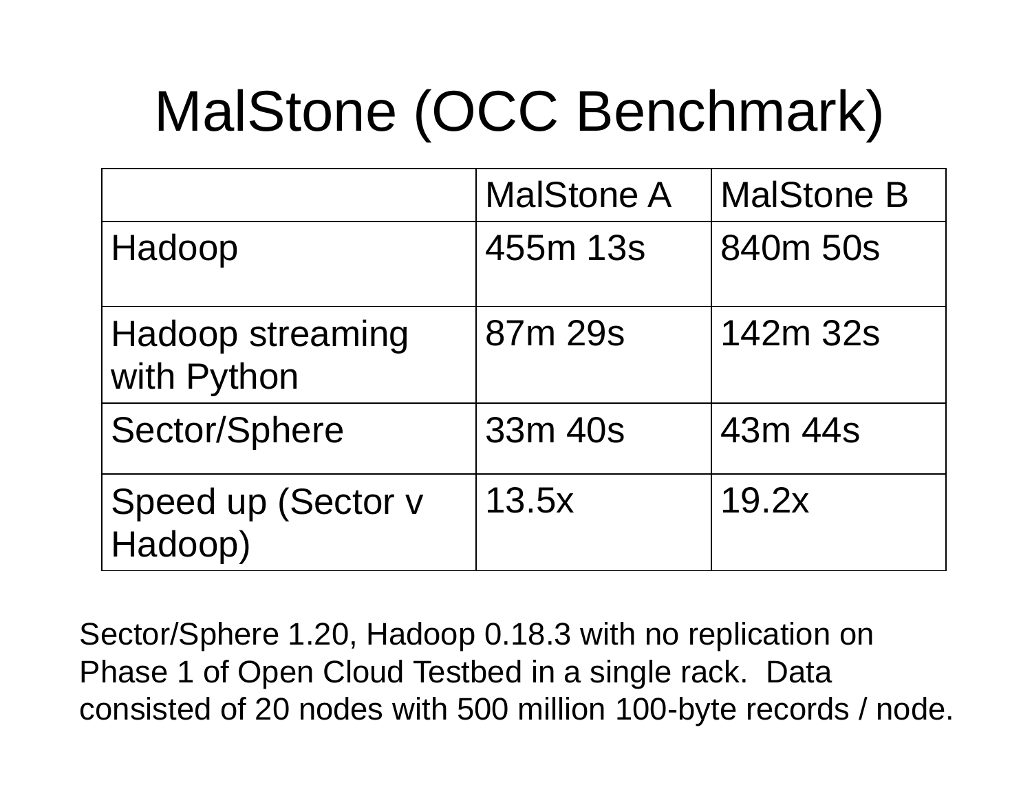# MalStone (OCC Benchmark)

| | MalStone A | MalStone B |
|---|---|---|
| Hadoop | 455m 13s | 840m 50s |
| Hadoop streaming with Python | 87m 29s | 142m 32s |
| Sector/Sphere | 33m 40s | 43m 44s |
| Speed up (Sector v Hadoop) | 13.5x | 19.2x |

Sector/Sphere 1.20, Hadoop 0.18.3 with no replication on Phase 1 of Open Cloud Testbed in a single rack. Data consisted of 20 nodes with 500 million 100-byte records / node.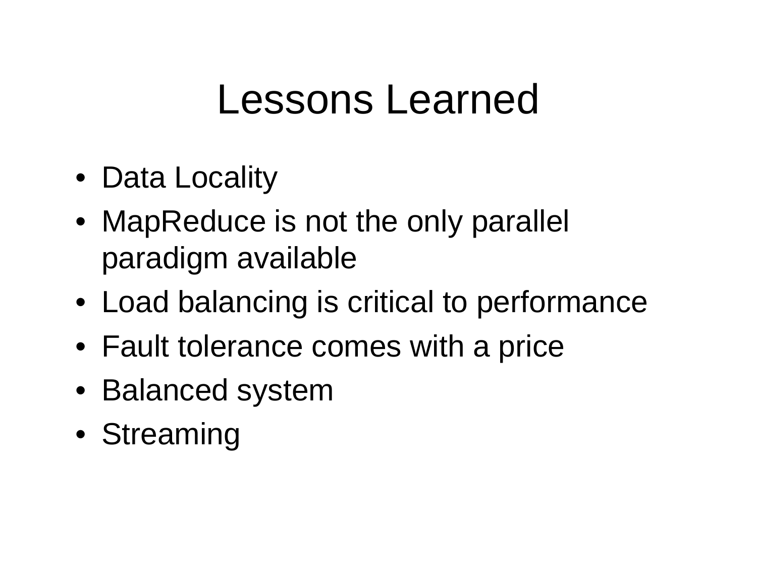# Lessons Learned

- Data Locality
- MapReduce is not the only parallel paradigm available
- Load balancing is critical to performance
- Fault tolerance comes with a price
- Balanced system
- Streaming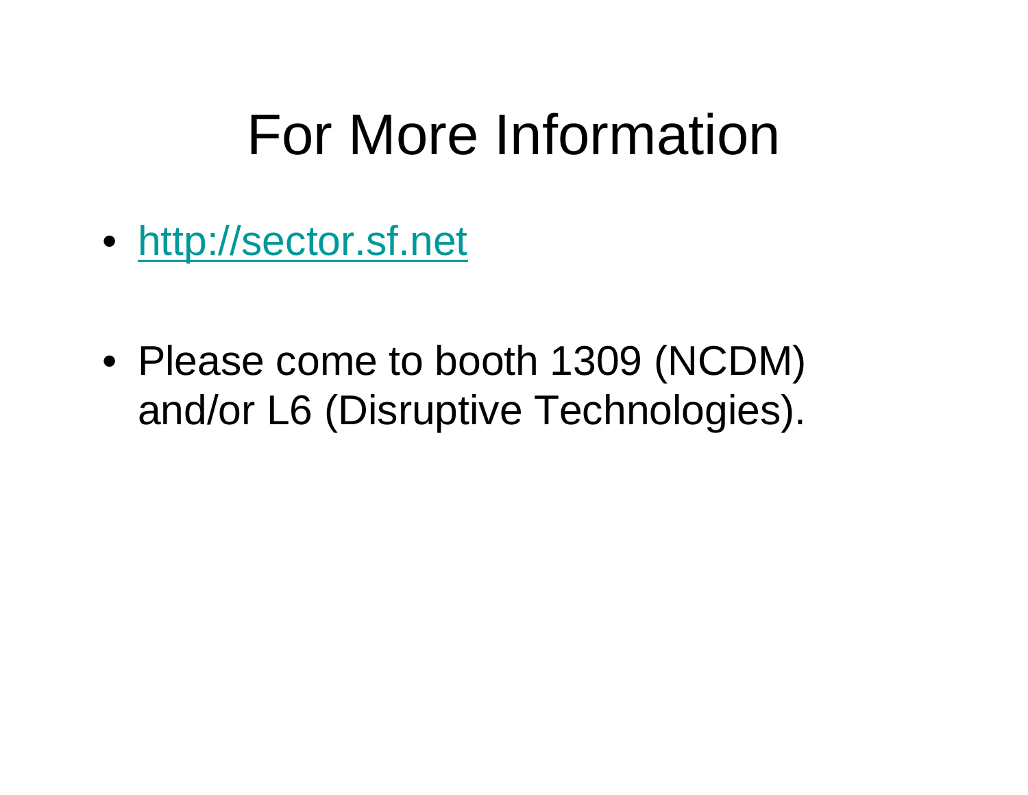# For More Information

- [http://sector.sf.net](http://sector.sf.net)

- Please come to booth 1309 (NCDM) and/or L6 (Disruptive Technologies).